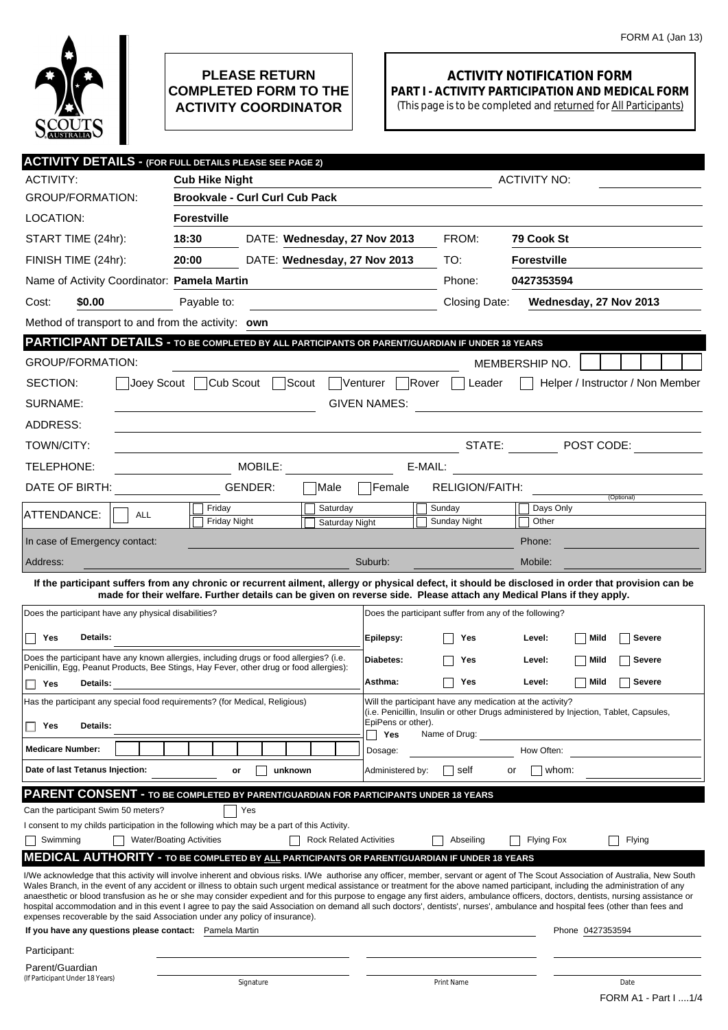FORM A1 (Jan 13)

**PLEASE RETURN COMPLETED FORM TO THE ACTIVITY COORDINATOR**

# ACTIVITY NOTIFICATION FORM

## PART I - ACTIVITY PARTICIPATION AND MEDICAL FORM

(This page is to be completed and returned for All Participants)

## ACTIVITY DETAILS - (FOR FULL DETAILS PLEASE SEE PAGE 2)

ACTIVITY: **Cub Hike Night** ACTIVITY NO:

GROUP/FORMATION: **Brookvale - Curl Curl Cub Pack**

LOCATION: **Forestville**

START TIME (24hr): **18:30** DATE: **Wednesday, 27 Nov 2013** FROM: **79 Cook St**

FINISH TIME (24hr): **20:00** DATE: **Wednesday, 27 Nov 2013** TO: **Forestville**

Name of Activity Coordinator: **Pamela Martin** Phone: **0427353594**

Cost: **$0.00** Payable to: Closing Date: **Wednesday, 27 Nov 2013**

Method of transport to and from the activity: **own**

## PARTICIPANT DETAILS - TO BE COMPLETED BY ALL PARTICIPANTS OR PARENT/GUARDIAN IF UNDER 18 YEARS

GROUP/FORMATION: MEMBERSHIP NO.

SECTION: ☐ Joey Scout ☐ Cub Scout ☐ Scout ☐ Venturer ☐ Rover ☐ Leader ☐ Helper / Instructor / Non Member

SURNAME: GIVEN NAMES:

ADDRESS:

TOWN/CITY: STATE: POST CODE:

TELEPHONE: MOBILE: E-MAIL:

DATE OF BIRTH: GENDER: ☐ Male ☐ Female RELIGION/FAITH: (Optional)

ATTENDANCE: ☐ ALL ☐ Friday ☐ Friday Night ☐ Saturday ☐ Saturday Night ☐ Sunday ☐ Sunday Night ☐ Days Only ☐ Other

In case of Emergency contact: Phone:

Address: Suburb: Mobile:

**If the participant suffers from any chronic or recurrent ailment, allergy or physical defect, it should be disclosed in order that provision can be made for their welfare. Further details can be given on reverse side. Please attach any Medical Plans if they apply.**

Does the participant have any physical disabilities?

☐ **Yes** **Details:**

Does the participant have any known allergies, including drugs or food allergies? (i.e. Penicillin, Egg, Peanut Products, Bee Stings, Hay Fever, other drug or food allergies):

☐ **Yes** **Details:**

Has the participant any special food requirements? (for Medical, Religious)

☐ **Yes** **Details:**

**Medicare Number:**

**Date of last Tetanus Injection:** or ☐ **unknown**

Does the participant suffer from any of the following?

**Epilepsy:** ☐ **Yes** **Level:** ☐ **Mild** ☐ **Severe**

**Diabetes:** ☐ **Yes** **Level:** ☐ **Mild** ☐ **Severe**

**Asthma:** ☐ **Yes** **Level:** ☐ **Mild** ☐ **Severe**

Will the participant have any medication at the activity? (i.e. Penicillin, Insulin or other Drugs administered by Injection, Tablet, Capsules, EpiPens or other).

☐ **Yes** Name of Drug:

Dosage: How Often:

Administered by: ☐ self or ☐ whom:

## PARENT CONSENT - TO BE COMPLETED BY PARENT/GUARDIAN FOR PARTICIPANTS UNDER 18 YEARS

Can the participant Swim 50 meters? ☐ Yes

I consent to my childs participation in the following which may be a part of this Activity.

☐ Swimming ☐ Water/Boating Activities ☐ Rock Related Activities ☐ Abseiling ☐ Flying Fox ☐ Flying

## MEDICAL AUTHORITY - TO BE COMPLETED BY ALL PARTICIPANTS OR PARENT/GUARDIAN IF UNDER 18 YEARS

I/We acknowledge that this activity will involve inherent and obvious risks. I/We authorise any officer, member, servant or agent of The Scout Association of Australia, New South Wales Branch, in the event of any accident or illness to obtain such urgent medical assistance or treatment for the above named participant, including the administration of any anaesthetic or blood transfusion as he or she may consider expedient and for this purpose to engage any first aiders, ambulance officers, doctors, dentists, nursing assistance or hospital accommodation and in this event I agree to pay the said Association on demand all such doctors', dentists', nurses', ambulance and hospital fees (other than fees and expenses recoverable by the said Association under any policy of insurance).

**If you have any questions please contact:** Pamela Martin Phone 0427353594

Participant:

Parent/Guardian (If Participant Under 18 Years)

Signature Print Name Date

FORM A1 - Part I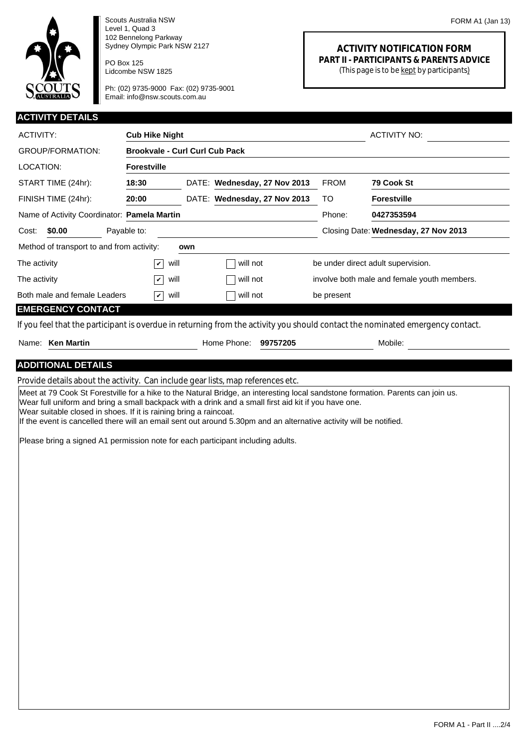Scouts Australia NSW
Level 1, Quad 3
102 Bennelong Parkway
Sydney Olympic Park NSW 2127

PO Box 125
Lidcombe NSW 1825

Ph: (02) 9735-9000 Fax: (02) 9735-9001
Email: info@nsw.scouts.com.au

FORM A1 (Jan 13)

# ACTIVITY NOTIFICATION FORM
## PART II - PARTICIPANTS & PARENTS ADVICE
*(This page is to be kept by participants)*

## ACTIVITY DETAILS

| | | | | | |
|---|---|---|---|---|---|
| ACTIVITY: | **Cub Hike Night** | | | ACTIVITY NO: | |
| GROUP/FORMATION: | **Brookvale - Curl Curl Cub Pack** | | | | |
| LOCATION: | **Forestville** | | | | |
| START TIME (24hr): | **18:30** | DATE: **Wednesday, 27 Nov 2013** | | FROM | **79 Cook St** |
| FINISH TIME (24hr): | **20:00** | DATE: **Wednesday, 27 Nov 2013** | | TO | **Forestville** |

Name of Activity Coordinator: **Pamela Martin** Phone: **0427353594**

Cost: **$0.00** Payable to: Closing Date: **Wednesday, 27 Nov 2013**

Method of transport to and from activity: **own**

| | | | |
|---|---|---|---|
| The activity | ☑ will | ☐ will not | be under direct adult supervision. |
| The activity | ☑ will | ☐ will not | involve both male and female youth members. |
| Both male and female Leaders | ☑ will | ☐ will not | be present |

## EMERGENCY CONTACT

If you feel that the participant is overdue in returning from the activity you should contact the nominated emergency contact.

Name: **Ken Martin** Home Phone: **99757205** Mobile:

## ADDITIONAL DETAILS

Provide details about the activity. Can include gear lists, map references etc.

Meet at 79 Cook St Forestville for a hike to the Natural Bridge, an interesting local sandstone formation. Parents can join us.
Wear full uniform and bring a small backpack with a drink and a small first aid kit if you have one.
Wear suitable closed in shoes. If it is raining bring a raincoat.
If the event is cancelled there will an email sent out around 5.30pm and an alternative activity will be notified.

Please bring a signed A1 permission note for each participant including adults.